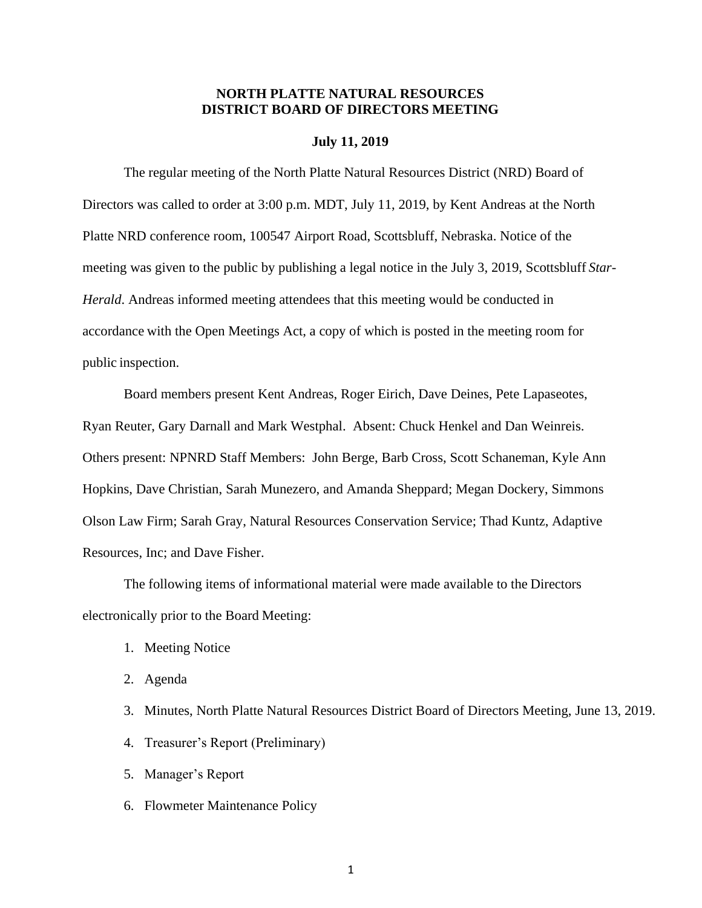# NORTH PLATTE NATURAL RESOURCES DISTRICT BOARD OF DIRECTORS MEETING

**July 11, 2019**

The regular meeting of the North Platte Natural Resources District (NRD) Board of Directors was called to order at 3:00 p.m. MDT, July 11, 2019, by Kent Andreas at the North Platte NRD conference room, 100547 Airport Road, Scottsbluff, Nebraska. Notice of the meeting was given to the public by publishing a legal notice in the July 3, 2019, Scottsbluff *Star-Herald*. Andreas informed meeting attendees that this meeting would be conducted in accordance with the Open Meetings Act, a copy of which is posted in the meeting room for public inspection.

Board members present Kent Andreas, Roger Eirich, Dave Deines, Pete Lapaseotes, Ryan Reuter, Gary Darnall and Mark Westphal. Absent: Chuck Henkel and Dan Weinreis. Others present: NPNRD Staff Members: John Berge, Barb Cross, Scott Schaneman, Kyle Ann Hopkins, Dave Christian, Sarah Munezero, and Amanda Sheppard; Megan Dockery, Simmons Olson Law Firm; Sarah Gray, Natural Resources Conservation Service; Thad Kuntz, Adaptive Resources, Inc; and Dave Fisher.

The following items of informational material were made available to the Directors electronically prior to the Board Meeting:

1. Meeting Notice
2. Agenda
3. Minutes, North Platte Natural Resources District Board of Directors Meeting, June 13, 2019.
4. Treasurer's Report (Preliminary)
5. Manager's Report
6. Flowmeter Maintenance Policy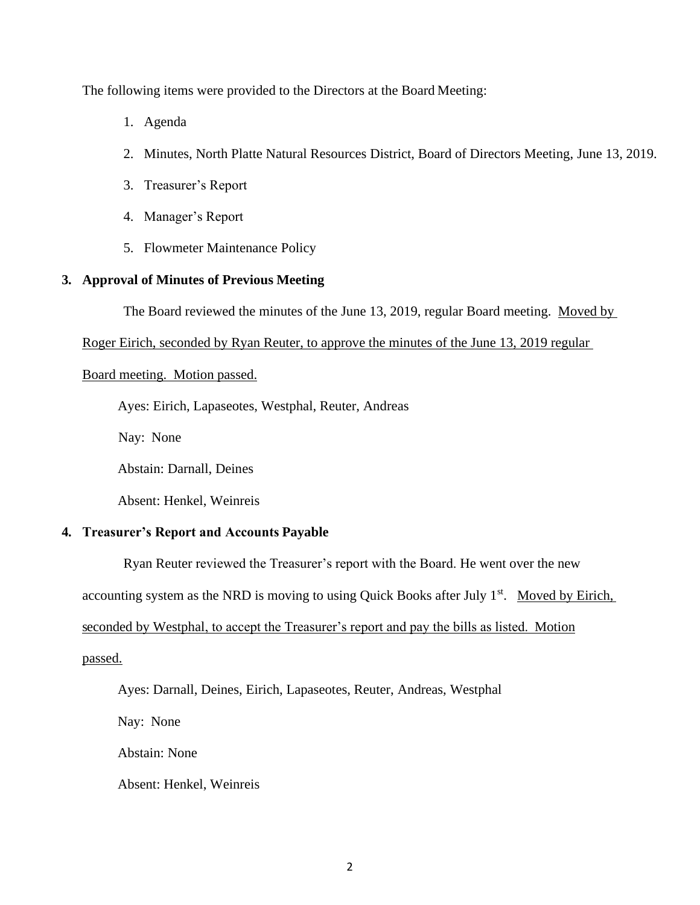The following items were provided to the Directors at the Board Meeting:

1. Agenda
2. Minutes, North Platte Natural Resources District, Board of Directors Meeting, June 13, 2019.
3. Treasurer's Report
4. Manager's Report
5. Flowmeter Maintenance Policy

**3. Approval of Minutes of Previous Meeting**

The Board reviewed the minutes of the June 13, 2019, regular Board meeting. Moved by Roger Eirich, seconded by Ryan Reuter, to approve the minutes of the June 13, 2019 regular Board meeting. Motion passed.

Ayes: Eirich, Lapaseotes, Westphal, Reuter, Andreas

Nay: None

Abstain: Darnall, Deines

Absent: Henkel, Weinreis

**4. Treasurer's Report and Accounts Payable**

Ryan Reuter reviewed the Treasurer's report with the Board. He went over the new accounting system as the NRD is moving to using Quick Books after July 1st. Moved by Eirich, seconded by Westphal, to accept the Treasurer's report and pay the bills as listed. Motion passed.

Ayes: Darnall, Deines, Eirich, Lapaseotes, Reuter, Andreas, Westphal

Nay: None

Abstain: None

Absent: Henkel, Weinreis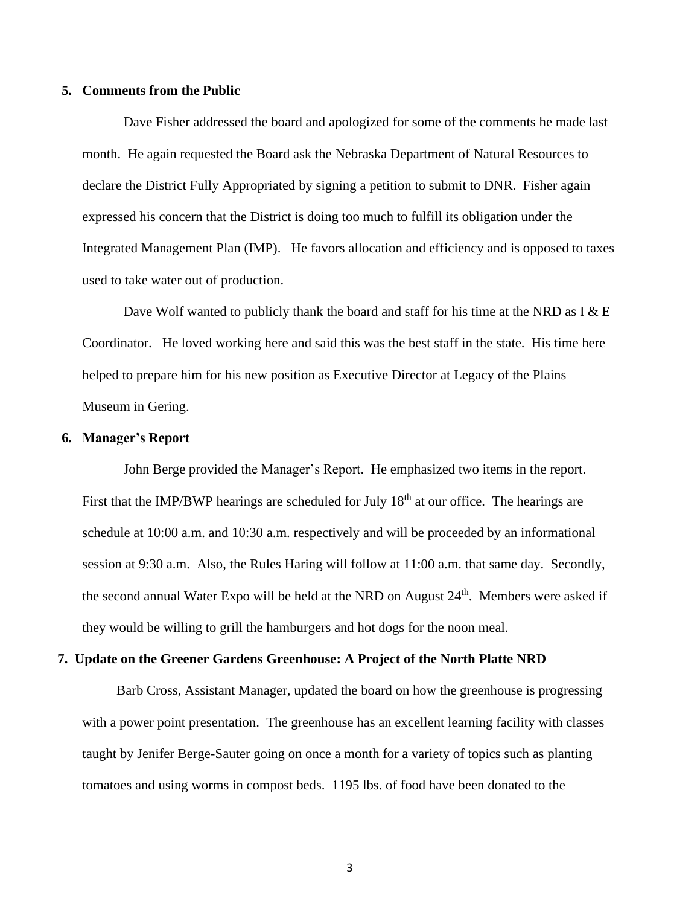**5. Comments from the Public**

Dave Fisher addressed the board and apologized for some of the comments he made last month. He again requested the Board ask the Nebraska Department of Natural Resources to declare the District Fully Appropriated by signing a petition to submit to DNR. Fisher again expressed his concern that the District is doing too much to fulfill its obligation under the Integrated Management Plan (IMP). He favors allocation and efficiency and is opposed to taxes used to take water out of production.

Dave Wolf wanted to publicly thank the board and staff for his time at the NRD as I & E Coordinator. He loved working here and said this was the best staff in the state. His time here helped to prepare him for his new position as Executive Director at Legacy of the Plains Museum in Gering.

**6. Manager's Report**

John Berge provided the Manager's Report. He emphasized two items in the report. First that the IMP/BWP hearings are scheduled for July 18th at our office. The hearings are schedule at 10:00 a.m. and 10:30 a.m. respectively and will be proceeded by an informational session at 9:30 a.m. Also, the Rules Haring will follow at 11:00 a.m. that same day. Secondly, the second annual Water Expo will be held at the NRD on August 24th. Members were asked if they would be willing to grill the hamburgers and hot dogs for the noon meal.

**7. Update on the Greener Gardens Greenhouse: A Project of the North Platte NRD**

Barb Cross, Assistant Manager, updated the board on how the greenhouse is progressing with a power point presentation. The greenhouse has an excellent learning facility with classes taught by Jenifer Berge-Sauter going on once a month for a variety of topics such as planting tomatoes and using worms in compost beds. 1195 lbs. of food have been donated to the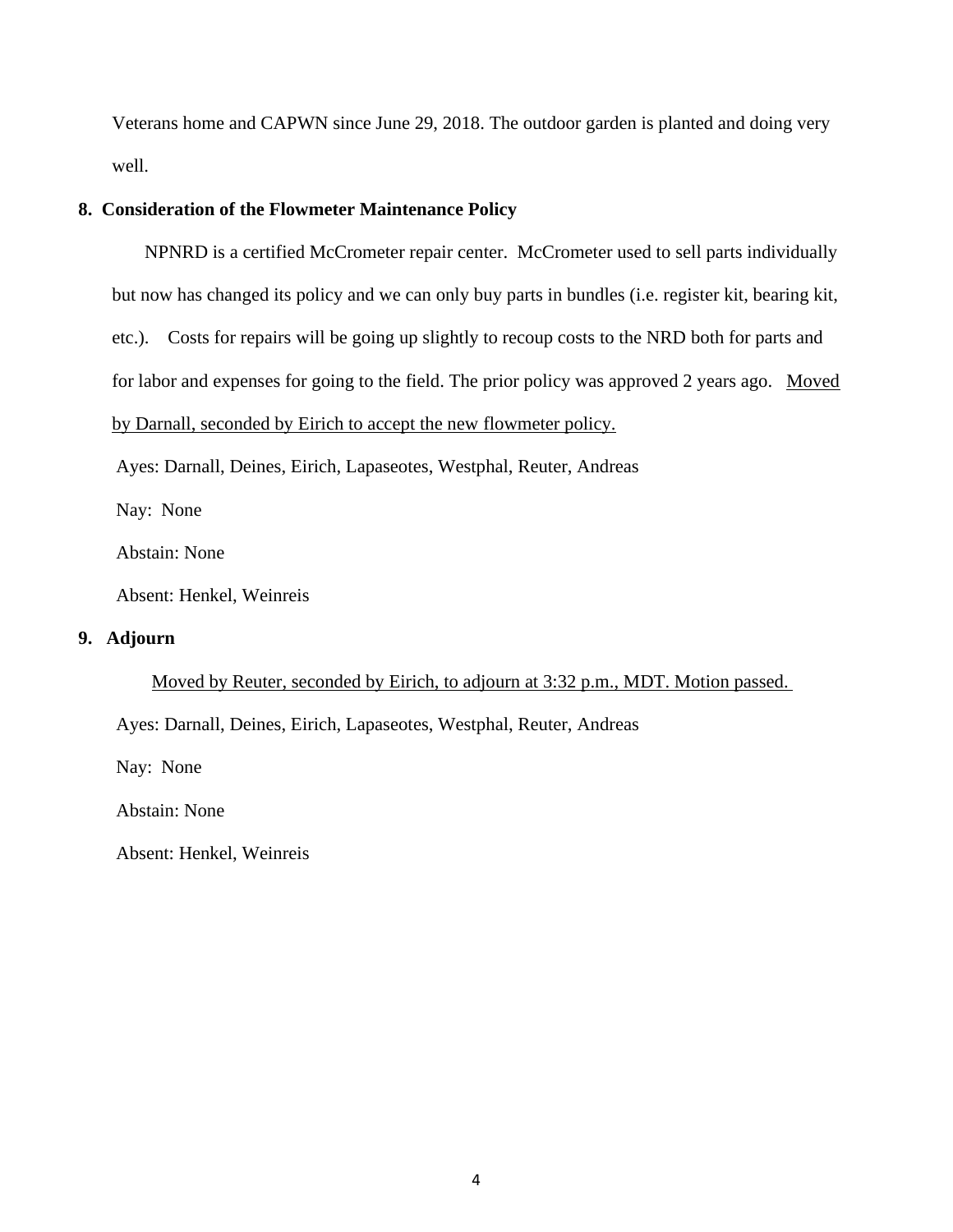Veterans home and CAPWN since June 29, 2018. The outdoor garden is planted and doing very well.

**8. Consideration of the Flowmeter Maintenance Policy**

NPNRD is a certified McCrometer repair center. McCrometer used to sell parts individually but now has changed its policy and we can only buy parts in bundles (i.e. register kit, bearing kit, etc.). Costs for repairs will be going up slightly to recoup costs to the NRD both for parts and for labor and expenses for going to the field. The prior policy was approved 2 years ago. <u>Moved by Darnall, seconded by Eirich to accept the new flowmeter policy.</u>

Ayes: Darnall, Deines, Eirich, Lapaseotes, Westphal, Reuter, Andreas

Nay: None

Abstain: None

Absent: Henkel, Weinreis

**9. Adjourn**

<u>Moved by Reuter, seconded by Eirich, to adjourn at 3:32 p.m., MDT. Motion passed.</u>

Ayes: Darnall, Deines, Eirich, Lapaseotes, Westphal, Reuter, Andreas

Nay: None

Abstain: None

Absent: Henkel, Weinreis